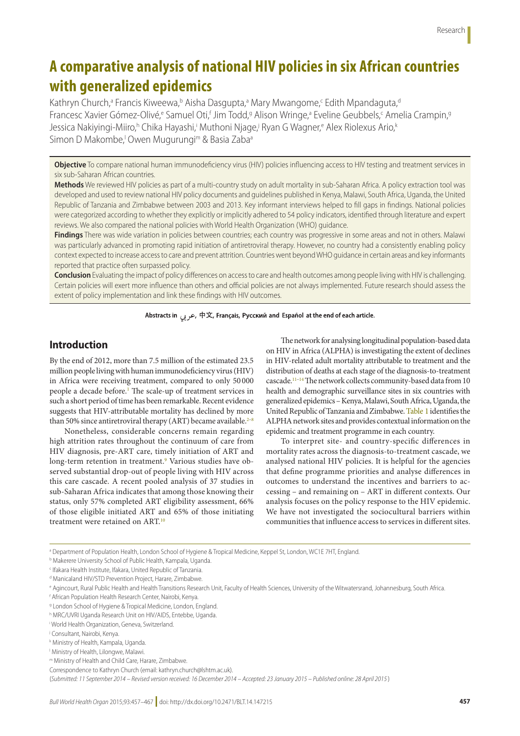# A comparative analysis of national HIV policies in six African countries with generalized epidemics

Kathryn Church,[a] Francis Kiweewa,[b] Aisha Dasgupta,[a] Mary Mwangome,[c] Edith Mpandaguta,[d] Francesc Xavier Gómez-Olivé,[e] Samuel Oti,[f] Jim Todd,[g] Alison Wringe,[a] Eveline Geubbels,[c] Amelia Crampin,[g] Jessica Nakiyingi-Miiro,[h] Chika Hayashi,[i] Muthoni Njage,[j] Ryan G Wagner,[e] Alex Riolexus Ario,[k] Simon D Makombe,[l] Owen Mugurungi[m] & Basia Zaba[a]

**Objective** To compare national human immunodeficiency virus (HIV) policies influencing access to HIV testing and treatment services in six sub-Saharan African countries.

**Methods** We reviewed HIV policies as part of a multi-country study on adult mortality in sub-Saharan Africa. A policy extraction tool was developed and used to review national HIV policy documents and guidelines published in Kenya, Malawi, South Africa, Uganda, the United Republic of Tanzania and Zimbabwe between 2003 and 2013. Key informant interviews helped to fill gaps in findings. National policies were categorized according to whether they explicitly or implicitly adhered to 54 policy indicators, identified through literature and expert reviews. We also compared the national policies with World Health Organization (WHO) guidance.

**Findings** There was wide variation in policies between countries; each country was progressive in some areas and not in others. Malawi was particularly advanced in promoting rapid initiation of antiretroviral therapy. However, no country had a consistently enabling policy context expected to increase access to care and prevent attrition. Countries went beyond WHO guidance in certain areas and key informants reported that practice often surpassed policy.

**Conclusion** Evaluating the impact of policy differences on access to care and health outcomes among people living with HIV is challenging. Certain policies will exert more influence than others and official policies are not always implemented. Future research should assess the extent of policy implementation and link these findings with HIV outcomes.

**Abstracts in عربي, 中文, Français, Русский and Español at the end of each article.**

## Introduction

By the end of 2012, more than 7.5 million of the estimated 23.5 million people living with human immunodeficiency virus (HIV) in Africa were receiving treatment, compared to only 50 000 people a decade before.[1] The scale-up of treatment services in such a short period of time has been remarkable. Recent evidence suggests that HIV-attributable mortality has declined by more than 50% since antiretroviral therapy (ART) became available.[2–8]

Nonetheless, considerable concerns remain regarding high attrition rates throughout the continuum of care from HIV diagnosis, pre-ART care, timely initiation of ART and long-term retention in treatment.[9] Various studies have observed substantial drop-out of people living with HIV across this care cascade. A recent pooled analysis of 37 studies in sub-Saharan Africa indicates that among those knowing their status, only 57% completed ART eligibility assessment, 66% of those eligible initiated ART and 65% of those initiating treatment were retained on ART.[10]

The network for analysing longitudinal population-based data on HIV in Africa (ALPHA) is investigating the extent of declines in HIV-related adult mortality attributable to treatment and the distribution of deaths at each stage of the diagnosis-to-treatment cascade.[11–14] The network collects community-based data from 10 health and demographic surveillance sites in six countries with generalized epidemics – Kenya, Malawi, South Africa, Uganda, the United Republic of Tanzania and Zimbabwe. Table 1 identifies the ALPHA network sites and provides contextual information on the epidemic and treatment programme in each country.

To interpret site- and country-specific differences in mortality rates across the diagnosis-to-treatment cascade, we analysed national HIV policies. It is helpful for the agencies that define programme priorities and analyse differences in outcomes to understand the incentives and barriers to accessing – and remaining on – ART in different contexts. Our analysis focuses on the policy response to the HIV epidemic. We have not investigated the sociocultural barriers within communities that influence access to services in different sites.

[a] Department of Population Health, London School of Hygiene & Tropical Medicine, Keppel St, London, WC1E 7HT, England.
[b] Makerere University School of Public Health, Kampala, Uganda.
[c] Ifakara Health Institute, Ifakara, United Republic of Tanzania.
[d] Manicaland HIV/STD Prevention Project, Harare, Zimbabwe.
[e] Agincourt, Rural Public Health and Health Transitions Research Unit, Faculty of Health Sciences, University of the Witwatersrand, Johannesburg, South Africa.
[f] African Population Health Research Center, Nairobi, Kenya.
[g] London School of Hygiene & Tropical Medicine, London, England.
[h] MRC/UVRI Uganda Research Unit on HIV/AIDS, Entebbe, Uganda.
[i] World Health Organization, Geneva, Switzerland.
[j] Consultant, Nairobi, Kenya.
[k] Ministry of Health, Kampala, Uganda.
[l] Ministry of Health, Lilongwe, Malawi.
[m] Ministry of Health and Child Care, Harare, Zimbabwe.

Correspondence to Kathryn Church (email: kathryn.church@lshtm.ac.uk).

(*Submitted: 11 September 2014 – Revised version received: 16 December 2014 – Accepted: 23 January 2015 – Published online: 28 April 2015*)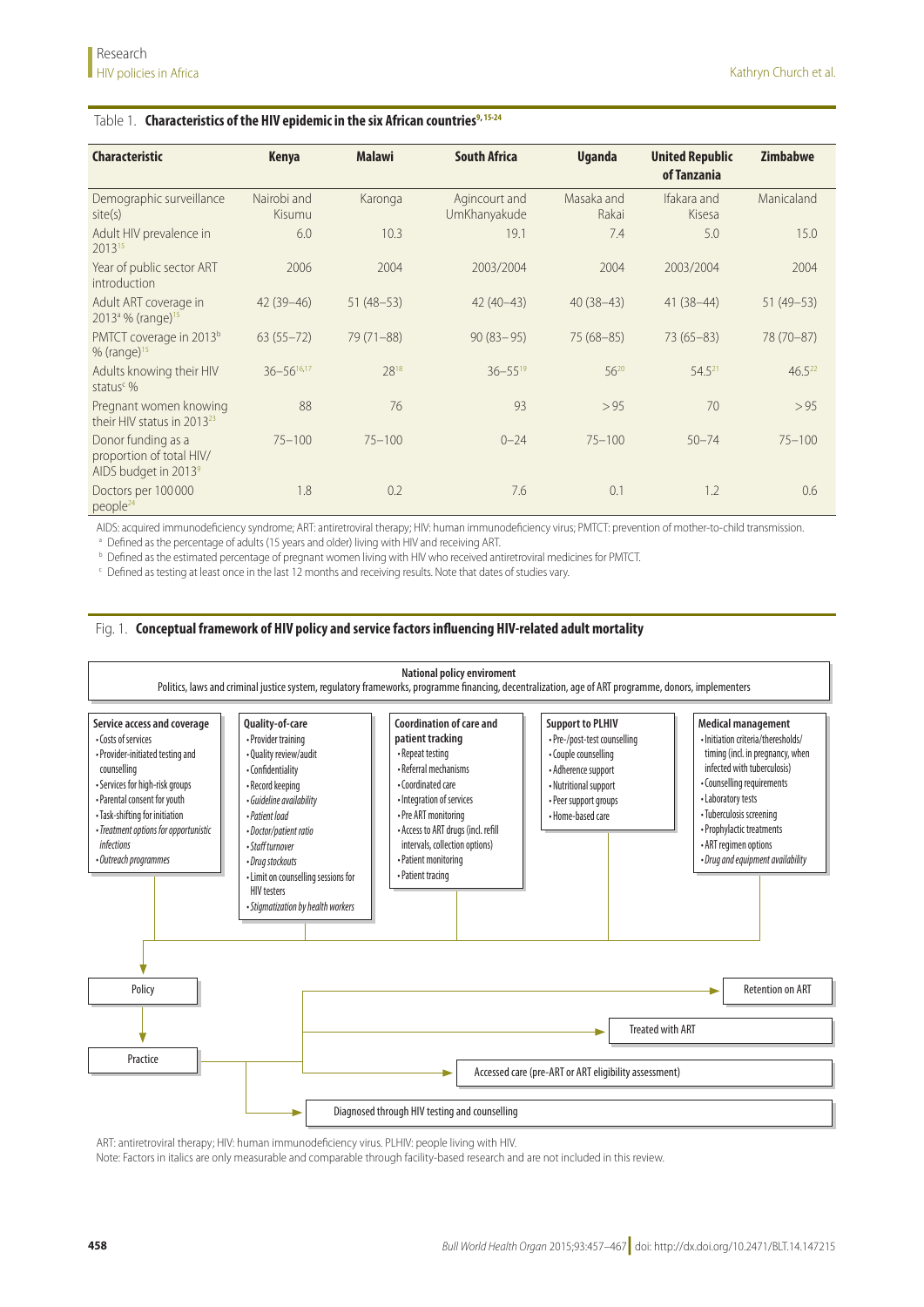Table 1. **Characteristics of the HIV epidemic in the six African countries**[9,15-24]

| Characteristic | Kenya | Malawi | South Africa | Uganda | United Republic of Tanzania | Zimbabwe |
|---|---|---|---|---|---|---|
| Demographic surveillance site(s) | Nairobi and Kisumu | Karonga | Agincourt and UmKhanyakude | Masaka and Rakai | Ifakara and Kisesa | Manicaland |
| Adult HIV prevalence in 2013[15] | 6.0 | 10.3 | 19.1 | 7.4 | 5.0 | 15.0 |
| Year of public sector ART introduction | 2006 | 2004 | 2003/2004 | 2004 | 2003/2004 | 2004 |
| Adult ART coverage in 2013[a] % (range)[15] | 42 (39–46) | 51 (48–53) | 42 (40–43) | 40 (38–43) | 41 (38–44) | 51 (49–53) |
| PMTCT coverage in 2013[b] % (range)[15] | 63 (55–72) | 79 (71–88) | 90 (83–95) | 75 (68–85) | 73 (65–83) | 78 (70–87) |
| Adults knowing their HIV status[c] % | 36–56[16,17] | 28[18] | 36–55[19] | 56[20] | 54.5[21] | 46.5[22] |
| Pregnant women knowing their HIV status in 2013[23] | 88 | 76 | 93 | > 95 | 70 | > 95 |
| Donor funding as a proportion of total HIV/AIDS budget in 2013[9] | 75–100 | 75–100 | 0–24 | 75–100 | 50–74 | 75–100 |
| Doctors per 100 000 people[24] | 1.8 | 0.2 | 7.6 | 0.1 | 1.2 | 0.6 |

AIDS: acquired immunodeficiency syndrome; ART: antiretroviral therapy; HIV: human immunodeficiency virus; PMTCT: prevention of mother-to-child transmission.

[a] Defined as the percentage of adults (15 years and older) living with HIV and receiving ART.

[b] Defined as the estimated percentage of pregnant women living with HIV who received antiretroviral medicines for PMTCT.

[c] Defined as testing at least once in the last 12 months and receiving results. Note that dates of studies vary.

Fig. 1. **Conceptual framework of HIV policy and service factors influencing HIV-related adult mortality**

**National policy enviroment**
Politics, laws and criminal justice system, regulatory frameworks, programme financing, decentralization, age of ART programme, donors, implementers

**Service access and coverage**
- Costs of services
- Provider-initiated testing and counselling
- Services for high-risk groups
- Parental consent for youth
- Task-shifting for initiation
- *Treatment options for opportunistic infections*
- *Outreach programmes*

**Quality-of-care**
- Provider training
- Quality review/audit
- Confidentiality
- Record keeping
- *Guideline availability*
- *Patient load*
- *Doctor/patient ratio*
- *Staff turnover*
- *Drug stockouts*
- Limit on counselling sessions for HIV testers
- *Stigmatization by health workers*

**Coordination of care and patient tracking**
- Repeat testing
- Referral mechanisms
- Coordinated care
- Integration of services
- Pre ART monitoring
- Access to ART drugs (incl. refill intervals, collection options)
- Patient monitoring
- Patient tracing

**Support to PLHIV**
- Pre-/post-test counselling
- Couple counselling
- Adherence support
- Nutritional support
- Peer support groups
- Home-based care

**Medical management**
- Initiation criteria/thresholds/ timing (incl. in pregnancy, when infected with tuberculosis)
- Counselling requirements
- Laboratory tests
- Tuberculosis screening
- Prophylactic treatments
- ART regimen options
- *Drug and equipment availability*

Policy → Practice → Diagnosed through HIV testing and counselling → Accessed care (pre-ART or ART eligibility assessment) → Treated with ART → Retention on ART

ART: antiretroviral therapy; HIV: human immunodeficiency virus. PLHIV: people living with HIV.

Note: Factors in italics are only measurable and comparable through facility-based research and are not included in this review.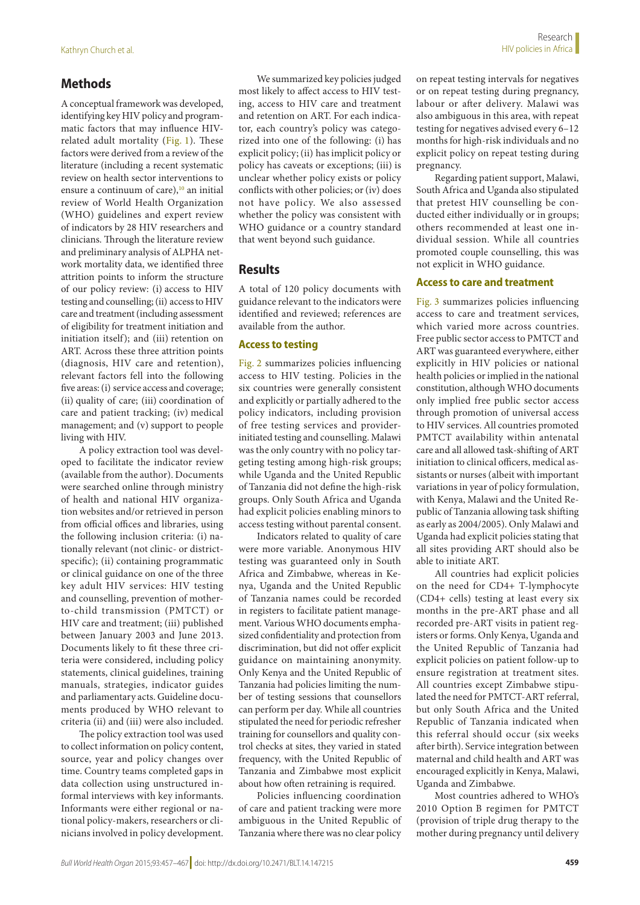## Methods

A conceptual framework was developed, identifying key HIV policy and programmatic factors that may influence HIV-related adult mortality (Fig. 1). These factors were derived from a review of the literature (including a recent systematic review on health sector interventions to ensure a continuum of care),[10] an initial review of World Health Organization (WHO) guidelines and expert review of indicators by 28 HIV researchers and clinicians. Through the literature review and preliminary analysis of ALPHA network mortality data, we identified three attrition points to inform the structure of our policy review: (i) access to HIV testing and counselling; (ii) access to HIV care and treatment (including assessment of eligibility for treatment initiation and initiation itself); and (iii) retention on ART. Across these three attrition points (diagnosis, HIV care and retention), relevant factors fell into the following five areas: (i) service access and coverage; (ii) quality of care; (iii) coordination of care and patient tracking; (iv) medical management; and (v) support to people living with HIV.

A policy extraction tool was developed to facilitate the indicator review (available from the author). Documents were searched online through ministry of health and national HIV organization websites and/or retrieved in person from official offices and libraries, using the following inclusion criteria: (i) nationally relevant (not clinic- or district-specific); (ii) containing programmatic or clinical guidance on one of the three key adult HIV services: HIV testing and counselling, prevention of mother-to-child transmission (PMTCT) or HIV care and treatment; (iii) published between January 2003 and June 2013. Documents likely to fit these three criteria were considered, including policy statements, clinical guidelines, training manuals, strategies, indicator guides and parliamentary acts. Guideline documents produced by WHO relevant to criteria (ii) and (iii) were also included.

The policy extraction tool was used to collect information on policy content, source, year and policy changes over time. Country teams completed gaps in data collection using unstructured informal interviews with key informants. Informants were either regional or national policy-makers, researchers or clinicians involved in policy development.

We summarized key policies judged most likely to affect access to HIV testing, access to HIV care and treatment and retention on ART. For each indicator, each country's policy was categorized into one of the following: (i) has explicit policy; (ii) has implicit policy or policy has caveats or exceptions; (iii) is unclear whether policy exists or policy conflicts with other policies; or (iv) does not have policy. We also assessed whether the policy was consistent with WHO guidance or a country standard that went beyond such guidance.

## Results

A total of 120 policy documents with guidance relevant to the indicators were identified and reviewed; references are available from the author.

### Access to testing

Fig. 2 summarizes policies influencing access to HIV testing. Policies in the six countries were generally consistent and explicitly or partially adhered to the policy indicators, including provision of free testing services and provider-initiated testing and counselling. Malawi was the only country with no policy targeting testing among high-risk groups; while Uganda and the United Republic of Tanzania did not define the high-risk groups. Only South Africa and Uganda had explicit policies enabling minors to access testing without parental consent.

Indicators related to quality of care were more variable. Anonymous HIV testing was guaranteed only in South Africa and Zimbabwe, whereas in Kenya, Uganda and the United Republic of Tanzania names could be recorded in registers to facilitate patient management. Various WHO documents emphasized confidentiality and protection from discrimination, but did not offer explicit guidance on maintaining anonymity. Only Kenya and the United Republic of Tanzania had policies limiting the number of testing sessions that counsellors can perform per day. While all countries stipulated the need for periodic refresher training for counsellors and quality control checks at sites, they varied in stated frequency, with the United Republic of Tanzania and Zimbabwe most explicit about how often retraining is required.

Policies influencing coordination of care and patient tracking were more ambiguous in the United Republic of Tanzania where there was no clear policy on repeat testing intervals for negatives or on repeat testing during pregnancy, labour or after delivery. Malawi was also ambiguous in this area, with repeat testing for negatives advised every 6–12 months for high-risk individuals and no explicit policy on repeat testing during pregnancy.

Regarding patient support, Malawi, South Africa and Uganda also stipulated that pretest HIV counselling be conducted either individually or in groups; others recommended at least one individual session. While all countries promoted couple counselling, this was not explicit in WHO guidance.

### Access to care and treatment

Fig. 3 summarizes policies influencing access to care and treatment services, which varied more across countries. Free public sector access to PMTCT and ART was guaranteed everywhere, either explicitly in HIV policies or national health policies or implied in the national constitution, although WHO documents only implied free public sector access through promotion of universal access to HIV services. All countries promoted PMTCT availability within antenatal care and all allowed task-shifting of ART initiation to clinical officers, medical assistants or nurses (albeit with important variations in year of policy formulation, with Kenya, Malawi and the United Republic of Tanzania allowing task shifting as early as 2004/2005). Only Malawi and Uganda had explicit policies stating that all sites providing ART should also be able to initiate ART.

All countries had explicit policies on the need for CD4+ T-lymphocyte (CD4+ cells) testing at least every six months in the pre-ART phase and all recorded pre-ART visits in patient registers or forms. Only Kenya, Uganda and the United Republic of Tanzania had explicit policies on patient follow-up to ensure registration at treatment sites. All countries except Zimbabwe stipulated the need for PMTCT-ART referral, but only South Africa and the United Republic of Tanzania indicated when this referral should occur (six weeks after birth). Service integration between maternal and child health and ART was encouraged explicitly in Kenya, Malawi, Uganda and Zimbabwe.

Most countries adhered to WHO's 2010 Option B regimen for PMTCT (provision of triple drug therapy to the mother during pregnancy until delivery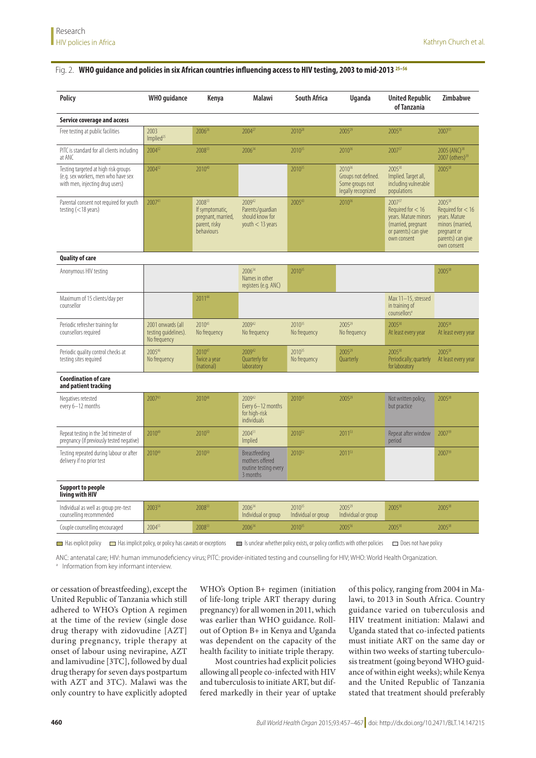Fig. 2. **WHO guidance and policies in six African countries influencing access to HIV testing, 2003 to mid-2013** [25–56]

| Policy | WHO guidance | Kenya | Malawi | South Africa | Uganda | United Republic of Tanzania | Zimbabwe |
|---|---|---|---|---|---|---|---|
| **Service coverage and access** | | | | | | | |
| Free testing at public facilities | 2003 Implied[25] | 2006[26] | 2004[27] | 2010[28] | 2005[29] | 2005[30] | 2007[31] |
| PITC is standard for all clients including at ANC | 2004[32] | 2008[33] | 2006[34] | 2010[35] | 2010[36] | 2007[37] | 2005 (ANC)[38] 2007 (others)[39] |
| Testing targeted at high risk groups (e.g. sex workers, men who have sex with men, injecting drug users) | 2004[32] | 2010[40] | | 2010[35] | 2010[36] Groups not defined. Some groups not legally recognized | 2005[30] Implied. Target all, including vulnerable populations | 2005[38] |
| Parental consent not required for youth testing (< 18 years) | 2007[41] | 2008[33] If symptomatic, pregnant, married, parent, risky behaviours | 2009[42] Parents/guardian should know for youth < 13 years | 2005[43] | 2010[36] | 2007[37] Required for < 16 years. Mature minors (married, pregnant or parents) can give own consent | 2005[38] Required for < 16 years. Mature minors (married, pregnant or parents) can give own consent |
| **Quality of care** | | | | | | | |
| Anonymous HIV testing | | | 2006[34] Names in other registers (e.g. ANC) | 2010[35] | | | 2005[38] |
| Maximum of 15 clients/day per counsellor | | 2011[44] | | | | Max 11–15, stressed in training of counsellors[a] | |
| Periodic refresher training for counsellors required | 2001 onwards (all testing guidelines). No frequency | 2010[45] No frequency | 2009[42] No frequency | 2010[35] No frequency | 2005[29] No frequency | 2005[30] At least every year | 2005[38] At least every year |
| Periodic quality control checks at testing sites required | 2005[46] No frequency | 2010[47] Twice a year (national) | 2009[42] Quarterly for laboratory | 2010[35] No frequency | 2005[29] Quarterly | 2005[30] Periodically; quarterly for laboratory | 2005[38] At least every year |
| **Coordination of care and patient tracking** | | | | | | | |
| Negatives retested every 6–12 months | 2007[41] | 2010[48] | 2009[42] Every 6–12 months for high-risk individuals | 2010[35] | 2005[29] | Not written policy, but practice | 2005[38] |
| Repeat testing in the 3rd trimester of pregnancy (if previously tested negative) | 2010[49] | 2010[50] | 2004[51] Implied | 2010[52] | 2011[53] | Repeat after window period | 2007[39] |
| Testing repeated during labour or after delivery if no prior test | 2010[49] | 2010[50] | Breastfeeding mothers offered routine testing every 3 months | 2010[52] | 2011[53] | | 2007[39] |
| **Support to people living with HIV** | | | | | | | |
| Individual as well as group pre-test counselling recommended | 2003[54] | 2008[33] | 2006[34] Individual or group | 2010[35] Individual or group | 2005[29] Individual or group | 2005[30] | 2005[38] |
| Couple counselling encouraged | 2004[55] | 2008[33] | 2006[34] | 2010[35] | 2005[56] | 2005[30] | 2005[38] |

Legend: Has explicit policy; Has implicit policy, or policy has caveats or exceptions; Is unclear whether policy exists, or policy conflicts with other policies; Does not have policy

ANC: antenatal care; HIV: human immunodeficiency virus; PITC: provider-initiated testing and counselling for HIV; WHO: World Health Organization.

[a] Information from key informant interview.

or cessation of breastfeeding), except the United Republic of Tanzania which still adhered to WHO's Option A regimen at the time of the review (single dose drug therapy with zidovudine [AZT] during pregnancy, triple therapy at onset of labour using nevirapine, AZT and lamivudine [3TC], followed by dual drug therapy for seven days postpartum with AZT and 3TC). Malawi was the only country to have explicitly adopted WHO's Option B+ regimen (initiation of life-long triple ART therapy during pregnancy) for all women in 2011, which was earlier than WHO guidance. Roll-out of Option B+ in Kenya and Uganda was dependent on the capacity of the health facility to initiate triple therapy.

Most countries had explicit policies allowing all people co-infected with HIV and tuberculosis to initiate ART, but differed markedly in their year of uptake of this policy, ranging from 2004 in Malawi, to 2013 in South Africa. Country guidance varied on tuberculosis and HIV treatment initiation: Malawi and Uganda stated that co-infected patients must initiate ART on the same day or within two weeks of starting tuberculosis treatment (going beyond WHO guidance of within eight weeks); while Kenya and the United Republic of Tanzania stated that treatment should preferably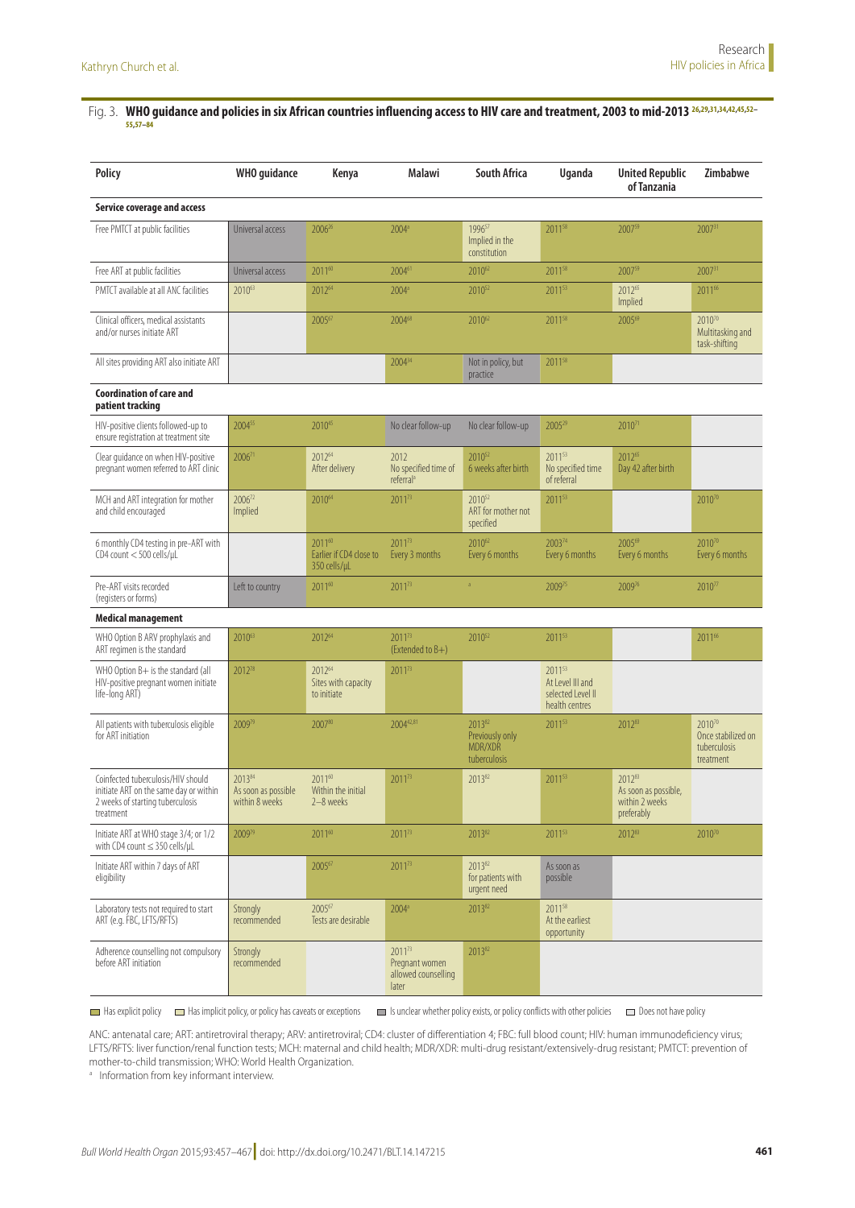Fig. 3. **WHO guidance and policies in six African countries influencing access to HIV care and treatment, 2003 to mid-2013** [26,29,31,34,42,45,52–55,57–84]

| Policy | WHO guidance | Kenya | Malawi | South Africa | Uganda | United Republic of Tanzania | Zimbabwe |
|---|---|---|---|---|---|---|---|
| **Service coverage and access** | | | | | | | |
| Free PMTCT at public facilities | Universal access | 2006[26] | 2004[a] | 1996[57] Implied in the constitution | 2011[58] | 2007[59] | 2007[31] |
| Free ART at public facilities | Universal access | 2011[60] | 2004[61] | 2010[62] | 2011[58] | 2007[59] | 2007[31] |
| PMTCT available at all ANC facilities | 2010[63] | 2012[64] | 2004[a] | 2010[52] | 2011[53] | 2012[65] Implied | 2011[66] |
| Clinical officers, medical assistants and/or nurses initiate ART | | 2005[67] | 2004[68] | 2010[62] | 2011[58] | 2005[69] | 2010[70] Multitasking and task-shifting |
| All sites providing ART also initiate ART | | | 2004[34] | Not in policy, but practice | 2011[58] | | |
| **Coordination of care and patient tracking** | | | | | | | |
| HIV-positive clients followed-up to ensure registration at treatment site | 2004[55] | 2010[45] | No clear follow-up | No clear follow-up | 2005[29] | 2010[71] | |
| Clear guidance on when HIV-positive pregnant women referred to ART clinic | 2006[71] | 2012[64] After delivery | 2012 No specified time of referral[a] | 2010[52] 6 weeks after birth | 2011[53] No specified time of referral | 2012[65] Day 42 after birth | |
| MCH and ART integration for mother and child encouraged | 2006[72] Implied | 2010[64] | 2011[73] | 2010[52] ART for mother not specified | 2011[53] | | 2010[70] |
| 6 monthly CD4 testing in pre-ART with CD4 count < 500 cells/μL | | 2011[60] Earlier if CD4 close to 350 cells/μL | 2011[73] Every 3 months | 2010[62] Every 6 months | 2003[74] Every 6 months | 2005[69] Every 6 months | 2010[70] Every 6 months |
| Pre-ART visits recorded (registers or forms) | Left to country | 2011[60] | 2011[73] | [a] | 2009[75] | 2009[76] | 2010[77] |
| **Medical management** | | | | | | | |
| WHO Option B ARV prophylaxis and ART regimen is the standard | 2010[63] | 2012[64] | 2011[73] (Extended to B+) | 2010[52] | 2011[53] | | 2011[66] |
| WHO Option B+ is the standard (all HIV-positive pregnant women initiate life-long ART) | 2012[78] | 2012[64] Sites with capacity to initiate | 2011[73] | | 2011[53] At Level III and selected Level II health centres | | |
| All patients with tuberculosis eligible for ART initiation | 2009[79] | 2007[80] | 2004[42,81] | 2013[82] Previously only MDR/XDR tuberculosis | 2011[53] | 2012[83] | 2010[70] Once stabilized on tuberculosis treatment |
| Coinfected tuberculosis/HIV should initiate ART on the same day or within 2 weeks of starting tuberculosis treatment | 2013[84] As soon as possible within 8 weeks | 2011[60] Within the initial 2–8 weeks | 2011[73] | 2013[82] | 2011[53] | 2012[83] As soon as possible, within 2 weeks preferably | |
| Initiate ART at WHO stage 3/4; or 1/2 with CD4 count ≤ 350 cells/μL | 2009[79] | 2011[60] | 2011[73] | 2013[82] | 2011[53] | 2012[83] | 2010[70] |
| Initiate ART within 7 days of ART eligibility | | 2005[67] | 2011[73] | 2013[82] for patients with urgent need | As soon as possible | | |
| Laboratory tests not required to start ART (e.g. FBC, LFTS/RFTS) | Strongly recommended | 2005[67] Tests are desirable | 2004[a] | 2013[82] | 2011[58] At the earliest opportunity | | |
| Adherence counselling not compulsory before ART initiation | Strongly recommended | | 2011[73] Pregnant women allowed counselling later | 2013[82] | | | |

Legend: Has explicit policy; Has implicit policy, or policy has caveats or exceptions; Is unclear whether policy exists, or policy conflicts with other policies; Does not have policy

ANC: antenatal care; ART: antiretroviral therapy; ARV: antiretroviral; CD4: cluster of differentiation 4; FBC: full blood count; HIV: human immunodeficiency virus; LFTS/RFTS: liver function/renal function tests; MCH: maternal and child health; MDR/XDR: multi-drug resistant/extensively-drug resistant; PMTCT: prevention of mother-to-child transmission; WHO: World Health Organization.

[a] Information from key informant interview.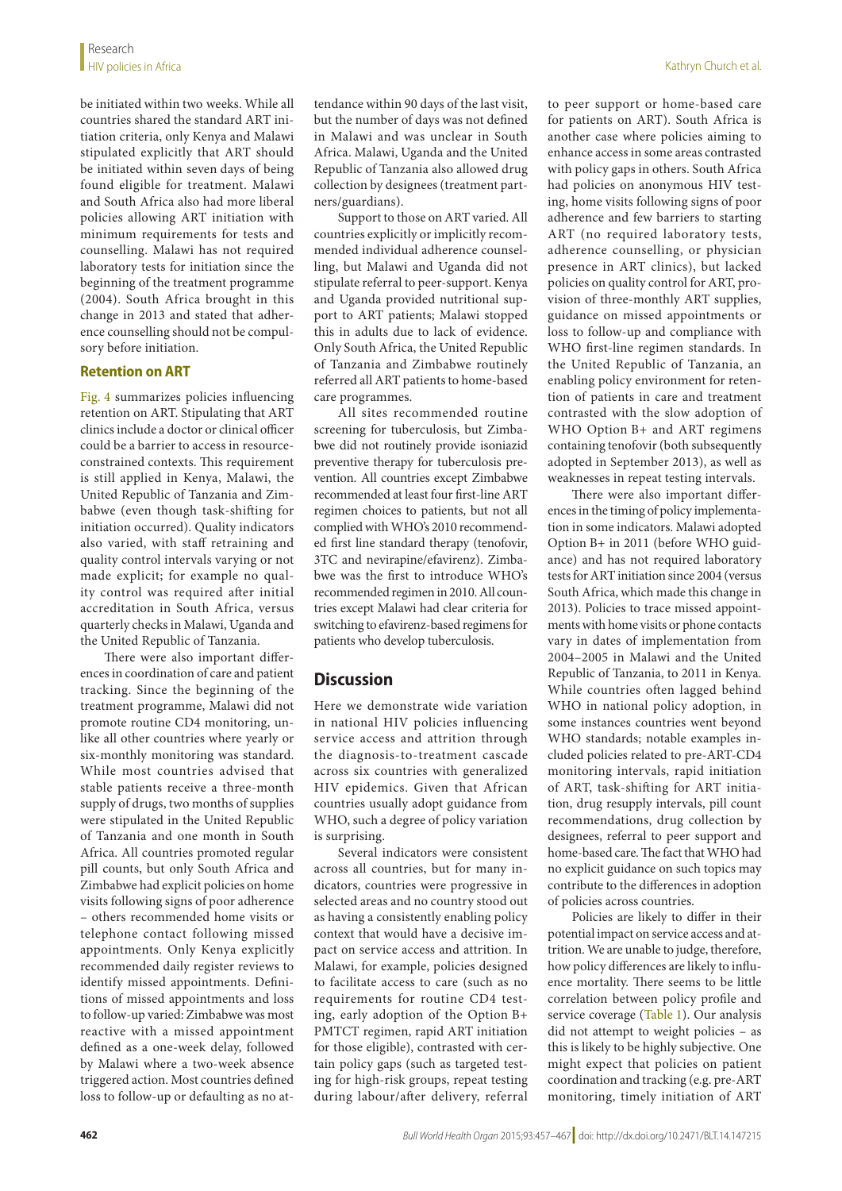be initiated within two weeks. While all countries shared the standard ART initiation criteria, only Kenya and Malawi stipulated explicitly that ART should be initiated within seven days of being found eligible for treatment. Malawi and South Africa also had more liberal policies allowing ART initiation with minimum requirements for tests and counselling. Malawi has not required laboratory tests for initiation since the beginning of the treatment programme (2004). South Africa brought in this change in 2013 and stated that adherence counselling should not be compulsory before initiation.

### Retention on ART

Fig. 4 summarizes policies influencing retention on ART. Stipulating that ART clinics include a doctor or clinical officer could be a barrier to access in resource-constrained contexts. This requirement is still applied in Kenya, Malawi, the United Republic of Tanzania and Zimbabwe (even though task-shifting for initiation occurred). Quality indicators also varied, with staff retraining and quality control intervals varying or not made explicit; for example no quality control was required after initial accreditation in South Africa, versus quarterly checks in Malawi, Uganda and the United Republic of Tanzania.

There were also important differences in coordination of care and patient tracking. Since the beginning of the treatment programme, Malawi did not promote routine CD4 monitoring, unlike all other countries where yearly or six-monthly monitoring was standard. While most countries advised that stable patients receive a three-month supply of drugs, two months of supplies were stipulated in the United Republic of Tanzania and one month in South Africa. All countries promoted regular pill counts, but only South Africa and Zimbabwe had explicit policies on home visits following signs of poor adherence – others recommended home visits or telephone contact following missed appointments. Only Kenya explicitly recommended daily register reviews to identify missed appointments. Definitions of missed appointments and loss to follow-up varied: Zimbabwe was most reactive with a missed appointment defined as a one-week delay, followed by Malawi where a two-week absence triggered action. Most countries defined loss to follow-up or defaulting as no attendance within 90 days of the last visit, but the number of days was not defined in Malawi and was unclear in South Africa. Malawi, Uganda and the United Republic of Tanzania also allowed drug collection by designees (treatment partners/guardians).

Support to those on ART varied. All countries explicitly or implicitly recommended individual adherence counselling, but Malawi and Uganda did not stipulate referral to peer-support. Kenya and Uganda provided nutritional support to ART patients; Malawi stopped this in adults due to lack of evidence. Only South Africa, the United Republic of Tanzania and Zimbabwe routinely referred all ART patients to home-based care programmes.

All sites recommended routine screening for tuberculosis, but Zimbabwe did not routinely provide isoniazid preventive therapy for tuberculosis prevention. All countries except Zimbabwe recommended at least four first-line ART regimen choices to patients, but not all complied with WHO's 2010 recommended first line standard therapy (tenofovir, 3TC and nevirapine/efavirenz). Zimbabwe was the first to introduce WHO's recommended regimen in 2010. All countries except Malawi had clear criteria for switching to efavirenz-based regimens for patients who develop tuberculosis.

## Discussion

Here we demonstrate wide variation in national HIV policies influencing service access and attrition through the diagnosis-to-treatment cascade across six countries with generalized HIV epidemics. Given that African countries usually adopt guidance from WHO, such a degree of policy variation is surprising.

Several indicators were consistent across all countries, but for many indicators, countries were progressive in selected areas and no country stood out as having a consistently enabling policy context that would have a decisive impact on service access and attrition. In Malawi, for example, policies designed to facilitate access to care (such as no requirements for routine CD4 testing, early adoption of the Option B+ PMTCT regimen, rapid ART initiation for those eligible), contrasted with certain policy gaps (such as targeted testing for high-risk groups, repeat testing during labour/after delivery, referral to peer support or home-based care for patients on ART). South Africa is another case where policies aiming to enhance access in some areas contrasted with policy gaps in others. South Africa had policies on anonymous HIV testing, home visits following signs of poor adherence and few barriers to starting ART (no required laboratory tests, adherence counselling, or physician presence in ART clinics), but lacked policies on quality control for ART, provision of three-monthly ART supplies, guidance on missed appointments or loss to follow-up and compliance with WHO first-line regimen standards. In the United Republic of Tanzania, an enabling policy environment for retention of patients in care and treatment contrasted with the slow adoption of WHO Option B+ and ART regimens containing tenofovir (both subsequently adopted in September 2013), as well as weaknesses in repeat testing intervals.

There were also important differences in the timing of policy implementation in some indicators. Malawi adopted Option B+ in 2011 (before WHO guidance) and has not required laboratory tests for ART initiation since 2004 (versus South Africa, which made this change in 2013). Policies to trace missed appointments with home visits or phone contacts vary in dates of implementation from 2004–2005 in Malawi and the United Republic of Tanzania, to 2011 in Kenya. While countries often lagged behind WHO in national policy adoption, in some instances countries went beyond WHO standards; notable examples included policies related to pre-ART-CD4 monitoring intervals, rapid initiation of ART, task-shifting for ART initiation, drug resupply intervals, pill count recommendations, drug collection by designees, referral to peer support and home-based care. The fact that WHO had no explicit guidance on such topics may contribute to the differences in adoption of policies across countries.

Policies are likely to differ in their potential impact on service access and attrition. We are unable to judge, therefore, how policy differences are likely to influence mortality. There seems to be little correlation between policy profile and service coverage (Table 1). Our analysis did not attempt to weight policies – as this is likely to be highly subjective. One might expect that policies on patient coordination and tracking (e.g. pre-ART monitoring, timely initiation of ART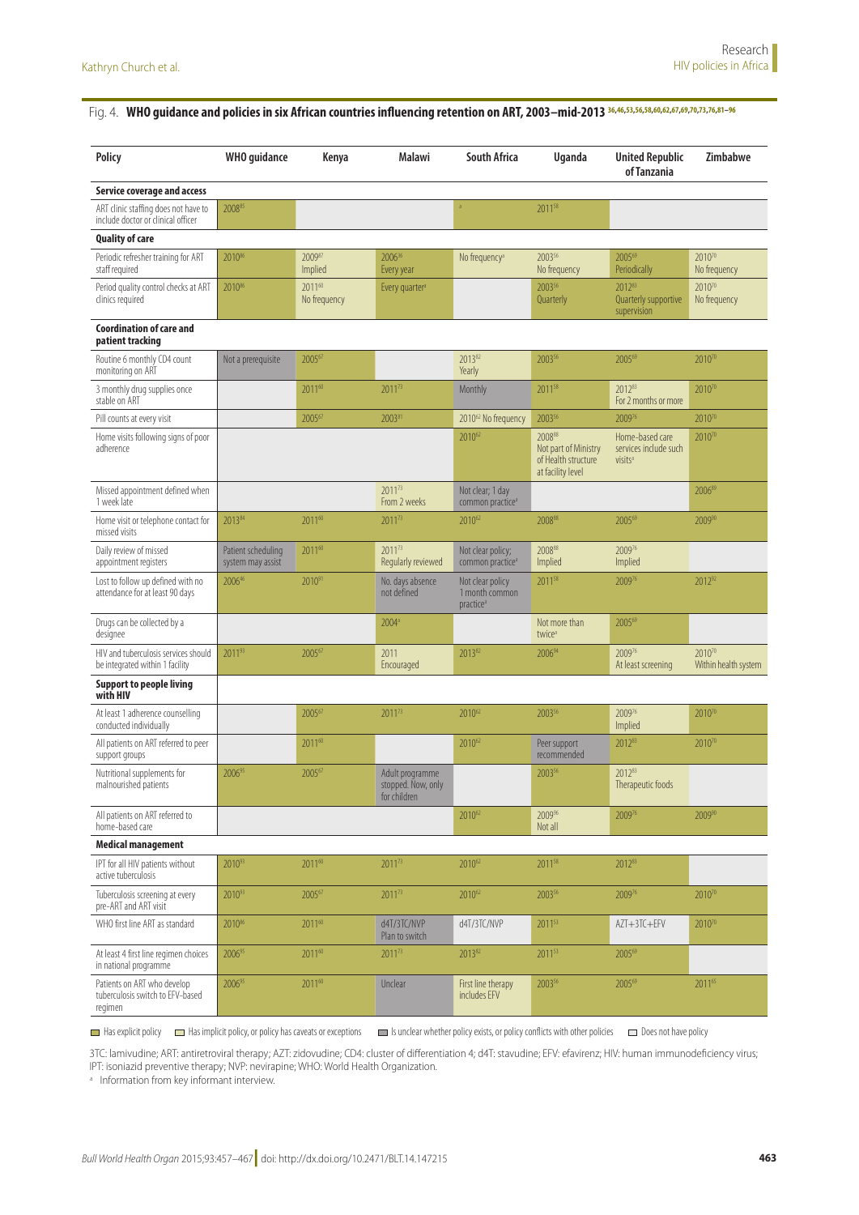Fig. 4. **WHO guidance and policies in six African countries influencing retention on ART, 2003–mid-2013** [36,46,53,56,58,60,62,67,69,70,73,76,81–96]

| Policy | WHO guidance | Kenya | Malawi | South Africa | Uganda | United Republic of Tanzania | Zimbabwe |
|---|---|---|---|---|---|---|---|
| **Service coverage and access** | | | | | | | |
| ART clinic staffing does not have to include doctor or clinical officer | 2008[85] | | | [a] | 2011[58] | | |
| **Quality of care** | | | | | | | |
| Periodic refresher training for ART staff required | 2010[86] | 2009[87] Implied | 2006[36] Every year | No frequency[a] | 2003[56] No frequency | 2005[69] Periodically | 2010[70] No frequency |
| Period quality control checks at ART clinics required | 2010[86] | 2011[60] No frequency | Every quarter[a] | | 2003[56] Quarterly | 2012[83] Quarterly supportive supervision | 2010[70] No frequency |
| **Coordination of care and patient tracking** | | | | | | | |
| Routine 6 monthly CD4 count monitoring on ART | Not a prerequisite | 2005[67] | | 2013[82] Yearly | 2003[56] | 2005[69] | 2010[70] |
| 3 monthly drug supplies once stable on ART | | 2011[60] | 2011[73] | Monthly | 2011[58] | 2012[83] For 2 months or more | 2010[70] |
| Pill counts at every visit | | 2005[67] | 2003[81] | 2010[62] No frequency | 2003[56] | 2009[76] | 2010[70] |
| Home visits following signs of poor adherence | | | | 2010[62] | 2008[88] Not part of Ministry of Health structure at facility level | Home-based care services include such visits[a] | 2010[70] |
| Missed appointment defined when 1 week late | | | 2011[73] From 2 weeks | Not clear; 1 day common practice[a] | | | 2006[89] |
| Home visit or telephone contact for missed visits | 2013[84] | 2011[60] | 2011[73] | 2010[62] | 2008[88] | 2005[69] | 2009[90] |
| Daily review of missed appointment registers | Patient scheduling system may assist | 2011[60] | 2011[73] Regularly reviewed | Not clear policy; common practice[a] | 2008[88] Implied | 2009[76] Implied | |
| Lost to follow up defined with no attendance for at least 90 days | 2006[46] | 2010[91] | No. days absence not defined | Not clear policy 1 month common practice[a] | 2011[58] | 2009[76] | 2012[92] |
| Drugs can be collected by a designee | | | 2004[a] | | Not more than twice[a] | 2005[69] | |
| HIV and tuberculosis services should be integrated within 1 facility | 2011[93] | 2005[67] | 2011 Encouraged | 2013[82] | 2006[94] | 2009[76] At least screening | 2010[70] Within health system |
| **Support to people living with HIV** | | | | | | | |
| At least 1 adherence counselling conducted individually | | 2005[67] | 2011[73] | 2010[62] | 2003[56] | 2009[76] Implied | 2010[70] |
| All patients on ART referred to peer support groups | | 2011[60] | | 2010[62] | Peer support recommended | 2012[83] | 2010[70] |
| Nutritional supplements for malnourished patients | 2006[95] | 2005[67] | Adult programme stopped. Now, only for children | | 2003[56] | 2012[83] Therapeutic foods | |
| All patients on ART referred to home-based care | | | | 2010[62] | 2009[96] Not all | 2009[76] | 2009[90] |
| **Medical management** | | | | | | | |
| IPT for all HIV patients without active tuberculosis | 2010[93] | 2011[60] | 2011[73] | 2010[62] | 2011[58] | 2012[83] | |
| Tuberculosis screening at every pre-ART and ART visit | 2010[93] | 2005[67] | 2011[73] | 2010[62] | 2003[56] | 2009[76] | 2010[70] |
| WHO first line ART as standard | 2010[86] | 2011[60] | d4T/3TC/NVP Plan to switch | d4T/3TC/NVP | 2011[53] | AZT+3TC+EFV | 2010[70] |
| At least 4 first line regimen choices in national programme | 2006[95] | 2011[60] | 2011[73] | 2013[82] | 2011[53] | 2005[69] | |
| Patients on ART who develop tuberculosis switch to EFV-based regimen | 2006[95] | 2011[60] | Unclear | First line therapy includes EFV | 2003[56] | 2005[69] | 2011[65] |

Has explicit policy — Has implicit policy, or policy has caveats or exceptions — Is unclear whether policy exists, or policy conflicts with other policies — Does not have policy

3TC: lamivudine; ART: antiretroviral therapy; AZT: zidovudine; CD4: cluster of differentiation 4; d4T: stavudine; EFV: efavirenz; HIV: human immunodeficiency virus; IPT: isoniazid preventive therapy; NVP: nevirapine; WHO: World Health Organization.

[a] Information from key informant interview.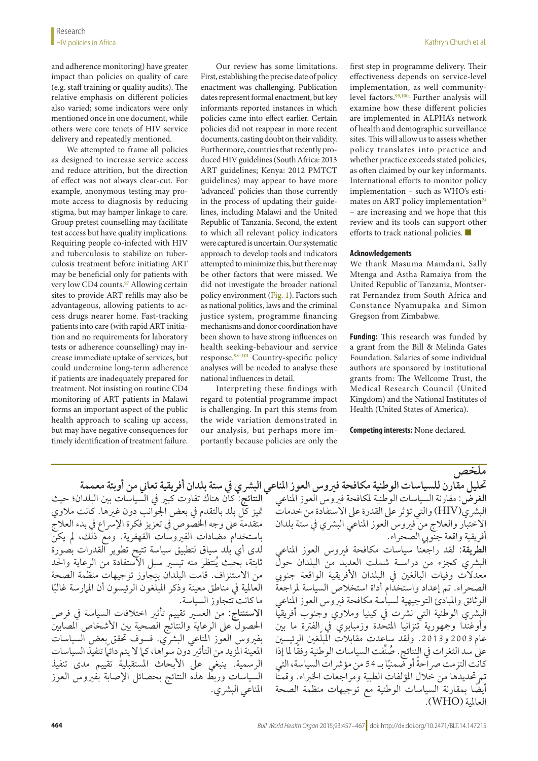and adherence monitoring) have greater impact than policies on quality of care (e.g. staff training or quality audits). The relative emphasis on different policies also varied; some indicators were only mentioned once in one document, while others were core tenets of HIV service delivery and repeatedly mentioned.

We attempted to frame all policies as designed to increase service access and reduce attrition, but the direction of effect was not always clear-cut. For example, anonymous testing may promote access to diagnosis by reducing stigma, but may hamper linkage to care. Group pretest counselling may facilitate test access but have quality implications. Requiring people co-infected with HIV and tuberculosis to stabilize on tuberculosis treatment before initiating ART may be beneficial only for patients with very low CD4 counts.[97] Allowing certain sites to provide ART refills may also be advantageous, allowing patients to access drugs nearer home. Fast-tracking patients into care (with rapid ART initiation and no requirements for laboratory tests or adherence counselling) may increase immediate uptake of services, but could undermine long-term adherence if patients are inadequately prepared for treatment. Not insisting on routine CD4 monitoring of ART patients in Malawi forms an important aspect of the public health approach to scaling up access, but may have negative consequences for timely identification of treatment failure.

Our review has some limitations. First, establishing the precise date of policy enactment was challenging. Publication dates represent formal enactment, but key informants reported instances in which policies came into effect earlier. Certain policies did not reappear in more recent documents, casting doubt on their validity. Furthermore, countries that recently produced HIV guidelines (South Africa: 2013 ART guidelines; Kenya: 2012 PMTCT guidelines) may appear to have more 'advanced' policies than those currently in the process of updating their guidelines, including Malawi and the United Republic of Tanzania. Second, the extent to which all relevant policy indicators were captured is uncertain. Our systematic approach to develop tools and indicators attempted to minimize this, but there may be other factors that were missed. We did not investigate the broader national policy environment (Fig. 1). Factors such as national politics, laws and the criminal justice system, programme financing mechanisms and donor coordination have been shown to have strong influences on health seeking-behaviour and service response.[98–101] Country-specific policy analyses will be needed to analyse these national influences in detail.

Interpreting these findings with regard to potential programme impact is challenging. In part this stems from the wide variation demonstrated in our analysis, but perhaps more importantly because policies are only the first step in programme delivery. Their effectiveness depends on service-level implementation, as well community-level factors.[99,100] Further analysis will examine how these different policies are implemented in ALPHA's network of health and demographic surveillance sites. This will allow us to assess whether policy translates into practice and whether practice exceeds stated policies, as often claimed by our key informants. International efforts to monitor policy implementation – such as WHO's estimates on ART policy implementation[24] – are increasing and we hope that this review and its tools can support other efforts to track national policies. ■

#### Acknowledgements

We thank Masuma Mamdani, Sally Mtenga and Astha Ramaiya from the United Republic of Tanzania, Montserrat Fernandez from South Africa and Constance Nyamupaka and Simon Gregson from Zimbabwe.

**Funding:** This research was funded by a grant from the Bill & Melinda Gates Foundation. Salaries of some individual authors are sponsored by institutional grants from: The Wellcome Trust, the Medical Research Council (United Kingdom) and the National Institutes of Health (United States of America).

**Competing interests:** None declared.

## ملخص

### تحليل مقارن للسياسات الوطنية مكافحة فيروس العوز المناعي البشري في ستة بلدان أفريقية تعاني من أوبئة معممة

**الغرض:** مقارنة السياسات الوطنية لمكافحة فيروس العوز المناعي البشري(HIV) والتي تؤثر على القدرة على الاستفادة من خدمات الاختبار والعلاج من فيروس العوز المناعي البشري في ستة بلدان أفريقية واقعة جنوبي الصحراء.

**الطريقة:** لقد راجعنا سياسات مكافحة فيروس العوز المناعي البشري كجزء من دراسة شملت العديد من البلدان حول معدلات وفيات البالغين في البلدان الأفريقية الواقعة جنوبي الصحراء. تم إعداد واستخدام أداة استخلاص السياسة لمراجعة الوثائق والمبادئ التوجيهية لسياسة مكافحة فيروس العوز المناعي البشري الوطنية التي نشرت في كينيا وملاوي وجنوب أفريقيا وأوغندا وجمهورية تنزانيا المتحدة وزمبابوي في الفترة ما بين عام 2003 و2013. ولقد ساعدت مقابلات المبلّغين الرئيسين على سد الثغرات في النتائج. صُنِّفت السياسات الوطنية وفقًا لما إذا كانت التزمت صراحةً أو ضمنيًا بـ 54 من مؤشرات السياسة، التي تم تحديدها من خلال المؤلفات الطبية ومراجعات الخبراء. وقمنا أيضًا بمقارنة السياسات الوطنية مع توجيهات منظمة الصحة العالمية (WHO).

**النتائج:** كان هناك تفاوت كبير في السياسات بين البلدان؛ حيث تميز كل بلد بالتقدم في بعض الجوانب دون غيرها. كانت ملاوي متقدمة على وجه الخصوص في تعزيز فكرة الإسراع في بدء العلاج باستخدام مضادات الفيروسات القهقرية. ومع ذلك، لم يكن لدى أي بلد سياق لتطبيق سياسة تتيح تطوير القدرات بصورة ثابتة، بحيث يُنتظر منه تيسير سبل الاستفادة من الرعاية والحد من الاستنزاف. قامت البلدان بتجاوز توجيهات منظمة الصحة العالمية في مناطق معينة وذكر المبلّغون الرئيسون أن الممارسة غالبًا ما كانت تتجاوز السياسة.

**الاستنتاج:** من العسير تقييم تأثير اختلافات السياسة في فرص الحصول على الرعاية والنتائج الصحية بين الأشخاص المصابين بفيروس العوز المناعي البشري. فسوف تحقق بعض السياسات المعينة المزيد من التأثير دون سواها، كما لا يتم دائمًا تنفيذ السياسات الرسمية. ينبغي على الأبحاث المستقبلية تقييم مدى تنفيذ السياسات وربط هذه النتائج بحصائل الإصابة بفيروس العوز المناعي البشري.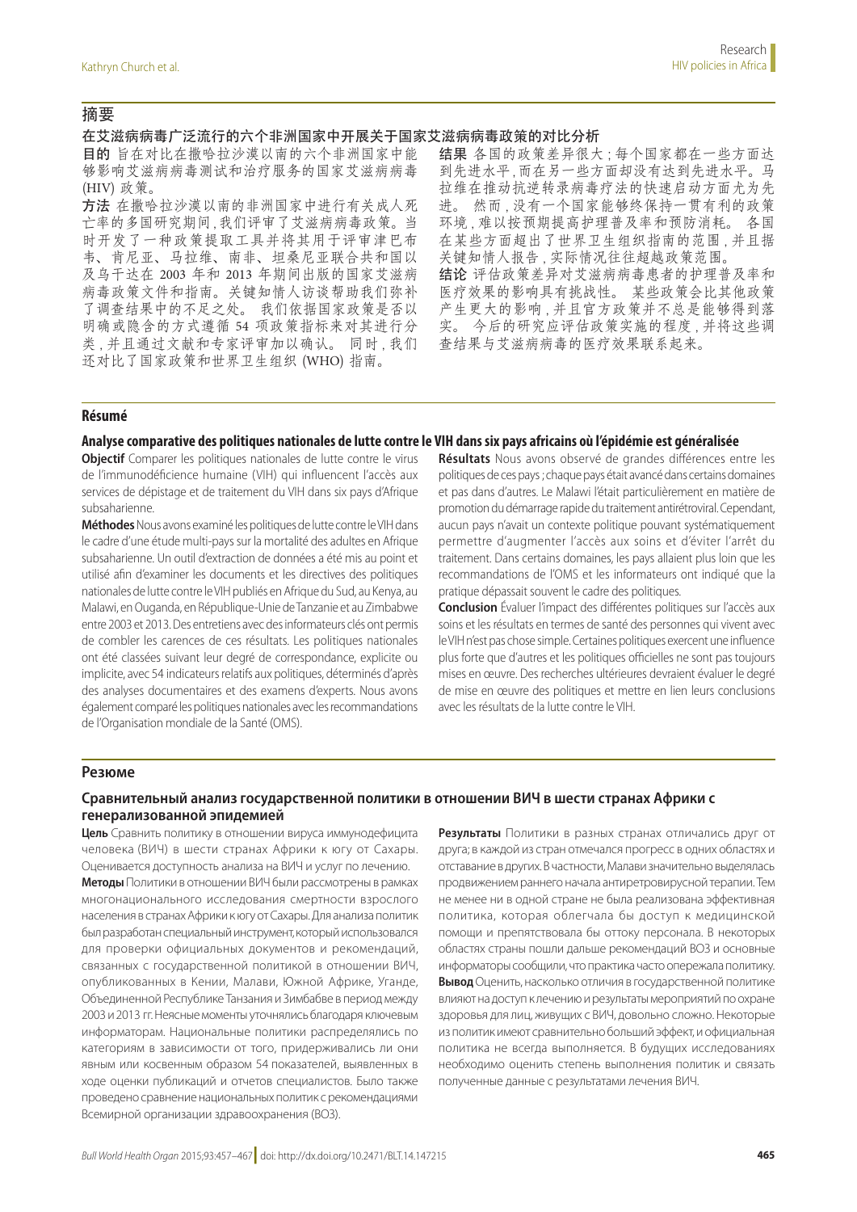## 摘要

### 在艾滋病病毒广泛流行的六个非洲国家中开展关于国家艾滋病病毒政策的对比分析

**目的** 旨在对比在撒哈拉沙漠以南的六个非洲国家中能够影响艾滋病病毒测试和治疗服务的国家艾滋病病毒 (HIV) 政策。

**方法** 在撒哈拉沙漠以南的非洲国家中进行有关成人死亡率的多国研究期间，我们评审了艾滋病病毒政策。当时开发了一种政策提取工具并将其用于评审津巴布韦、肯尼亚、马拉维、南非、坦桑尼亚联合共和国以及乌干达在 2003 年和 2013 年期间出版的国家艾滋病病毒政策文件和指南。关键知情人访谈帮助我们弥补了调查结果中的不足之处。我们依据国家政策是否以明确或隐含的方式遵循 54 项政策指标来对其进行分类，并且通过文献和专家评审加以确认。同时，我们还对比了国家政策和世界卫生组织 (WHO) 指南。

**结果** 各国的政策差异很大；每个国家都在一些方面达到先进水平，而在另一些方面却没有达到先进水平。马拉维在推动抗逆转录病毒疗法的快速启动方面尤为先进。然而，没有一个国家能够终保持一贯有利的政策环境，难以按预期提高护理普及率和预防消耗。各国在某些方面超出了世界卫生组织指南的范围，并且据关键知情人报告，实际情况往往超越政策范围。

**结论** 评估政策差异对艾滋病病毒患者的护理普及率和医疗效果的影响具有挑战性。某些政策会比其他政策产生更大的影响，并且官方政策并不总是能够得到落实。今后的研究应评估政策实施的程度，并将这些调查结果与艾滋病病毒的医疗效果联系起来。

## Résumé

### Analyse comparative des politiques nationales de lutte contre le VIH dans six pays africains où l'épidémie est généralisée

**Objectif** Comparer les politiques nationales de lutte contre le virus de l'immunodéficience humaine (VIH) qui influencent l'accès aux services de dépistage et de traitement du VIH dans six pays d'Afrique subsaharienne.

**Méthodes** Nous avons examiné les politiques de lutte contre le VIH dans le cadre d'une étude multi-pays sur la mortalité des adultes en Afrique subsaharienne. Un outil d'extraction de données a été mis au point et utilisé afin d'examiner les documents et les directives des politiques nationales de lutte contre le VIH publiés en Afrique du Sud, au Kenya, au Malawi, en Ouganda, en République-Unie de Tanzanie et au Zimbabwe entre 2003 et 2013. Des entretiens avec des informateurs clés ont permis de combler les carences de ces résultats. Les politiques nationales ont été classées suivant leur degré de correspondance, explicite ou implicite, avec 54 indicateurs relatifs aux politiques, déterminés d'après des analyses documentaires et des examens d'experts. Nous avons également comparé les politiques nationales avec les recommandations de l'Organisation mondiale de la Santé (OMS).

**Résultats** Nous avons observé de grandes différences entre les politiques de ces pays ; chaque pays était avancé dans certains domaines et pas dans d'autres. Le Malawi l'était particulièrement en matière de promotion du démarrage rapide du traitement antirétroviral. Cependant, aucun pays n'avait un contexte politique pouvant systématiquement permettre d'augmenter l'accès aux soins et d'éviter l'arrêt du traitement. Dans certains domaines, les pays allaient plus loin que les recommandations de l'OMS et les informateurs ont indiqué que la pratique dépassait souvent le cadre des politiques.

**Conclusion** Évaluer l'impact des différentes politiques sur l'accès aux soins et les résultats en termes de santé des personnes qui vivent avec le VIH n'est pas chose simple. Certaines politiques exercent une influence plus forte que d'autres et les politiques officielles ne sont pas toujours mises en œuvre. Des recherches ultérieures devraient évaluer le degré de mise en œuvre des politiques et mettre en lien leurs conclusions avec les résultats de la lutte contre le VIH.

## Резюме

### Сравнительный анализ государственной политики в отношении ВИЧ в шести странах Африки с генерализованной эпидемией

**Цель** Сравнить политику в отношении вируса иммунодефицита человека (ВИЧ) в шести странах Африки к югу от Сахары. Оценивается доступность анализа на ВИЧ и услуг по лечению.

**Методы** Политики в отношении ВИЧ были рассмотрены в рамках многонационального исследования смертности взрослого населения в странах Африки к югу от Сахары. Для анализа политик был разработан специальный инструмент, который использовался для проверки официальных документов и рекомендаций, связанных с государственной политикой в отношении ВИЧ, опубликованных в Кении, Малави, Южной Африке, Уганде, Объединенной Республике Танзания и Зимбабве в период между 2003 и 2013 гг. Неясные моменты уточнялись благодаря ключевым информаторам. Национальные политики распределялись по категориям в зависимости от того, придерживались ли они явным или косвенным образом 54 показателей, выявленных в ходе оценки публикаций и отчетов специалистов. Было также проведено сравнение национальных политик с рекомендациями Всемирной организации здравоохранения (ВОЗ).

**Результаты** Политики в разных странах отличались друг от друга; в каждой из стран отмечался прогресс в одних областях и отставание в других. В частности, Малави значительно выделялась продвижением раннего начала антиретровирусной терапии. Тем не менее ни в одной стране не была реализована эффективная политика, которая облегчала бы доступ к медицинской помощи и препятствовала бы оттоку персонала. В некоторых областях страны пошли дальше рекомендаций ВОЗ и основные информаторы сообщили, что практика часто опережала политику.

**Вывод** Оценить, насколько отличия в государственной политике влияют на доступ к лечению и результаты мероприятий по охране здоровья для лиц, живущих с ВИЧ, довольно сложно. Некоторые из политик имеют сравнительно больший эффект, и официальная политика не всегда выполняется. В будущих исследованиях необходимо оценить степень выполнения политик и связать полученные данные с результатами лечения ВИЧ.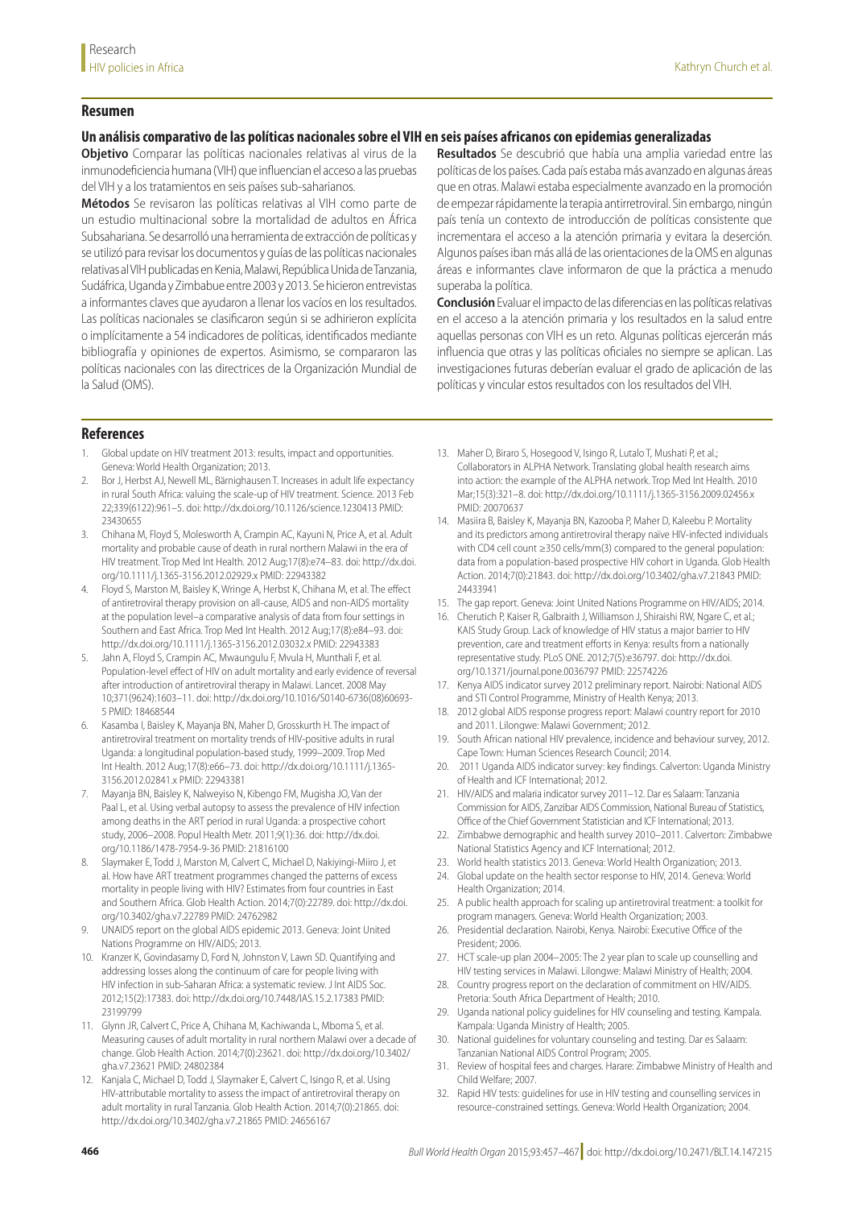## Resumen

### Un análisis comparativo de las políticas nacionales sobre el VIH en seis países africanos con epidemias generalizadas

**Objetivo** Comparar las políticas nacionales relativas al virus de la inmunodeficiencia humana (VIH) que influencian el acceso a las pruebas del VIH y a los tratamientos en seis países sub-saharianos.

**Métodos** Se revisaron las políticas relativas al VIH como parte de un estudio multinacional sobre la mortalidad de adultos en África Subsahariana. Se desarrolló una herramienta de extracción de políticas y se utilizó para revisar los documentos y guías de las políticas nacionales relativas al VIH publicadas en Kenia, Malawi, República Unida de Tanzania, Sudáfrica, Uganda y Zimbabue entre 2003 y 2013. Se hicieron entrevistas a informantes claves que ayudaron a llenar los vacíos en los resultados. Las políticas nacionales se clasificaron según si se adhirieron explícita o implícitamente a 54 indicadores de políticas, identificados mediante bibliografía y opiniones de expertos. Asimismo, se compararon las políticas nacionales con las directrices de la Organización Mundial de la Salud (OMS).

**Resultados** Se descubrió que había una amplia variedad entre las políticas de los países. Cada país estaba más avanzado en algunas áreas que en otras. Malawi estaba especialmente avanzado en la promoción de empezar rápidamente la terapia antirretroviral. Sin embargo, ningún país tenía un contexto de introducción de políticas consistente que incrementara el acceso a la atención primaria y evitara la deserción. Algunos países iban más allá de las orientaciones de la OMS en algunas áreas e informantes clave informaron de que la práctica a menudo superaba la política.

**Conclusión** Evaluar el impacto de las diferencias en las políticas relativas en el acceso a la atención primaria y los resultados en la salud entre aquellas personas con VIH es un reto. Algunas políticas ejercerán más influencia que otras y las políticas oficiales no siempre se aplican. Las investigaciones futuras deberían evaluar el grado de aplicación de las políticas y vincular estos resultados con los resultados del VIH.

## References

1. Global update on HIV treatment 2013: results, impact and opportunities. Geneva: World Health Organization; 2013.
2. Bor J, Herbst AJ, Newell ML, Bärnighausen T. Increases in adult life expectancy in rural South Africa: valuing the scale-up of HIV treatment. Science. 2013 Feb 22;339(6122):961–5. doi: http://dx.doi.org/10.1126/science.1230413 PMID: 23430655
3. Chihana M, Floyd S, Molesworth A, Crampin AC, Kayuni N, Price A, et al. Adult mortality and probable cause of death in rural northern Malawi in the era of HIV treatment. Trop Med Int Health. 2012 Aug;17(8):e74–83. doi: http://dx.doi.org/10.1111/j.1365-3156.2012.02929.x PMID: 22943382
4. Floyd S, Marston M, Baisley K, Wringe A, Herbst K, Chihana M, et al. The effect of antiretroviral therapy provision on all-cause, AIDS and non-AIDS mortality at the population level–a comparative analysis of data from four settings in Southern and East Africa. Trop Med Int Health. 2012 Aug;17(8):e84–93. doi: http://dx.doi.org/10.1111/j.1365-3156.2012.03032.x PMID: 22943383
5. Jahn A, Floyd S, Crampin AC, Mwaungulu F, Mvula H, Munthali F, et al. Population-level effect of HIV on adult mortality and early evidence of reversal after introduction of antiretroviral therapy in Malawi. Lancet. 2008 May 10;371(9624):1603–11. doi: http://dx.doi.org/10.1016/S0140-6736(08)60693-5 PMID: 18468544
6. Kasamba I, Baisley K, Mayanja BN, Maher D, Grosskurth H. The impact of antiretroviral treatment on mortality trends of HIV-positive adults in rural Uganda: a longitudinal population-based study, 1999–2009. Trop Med Int Health. 2012 Aug;17(8):e66–73. doi: http://dx.doi.org/10.1111/j.1365-3156.2012.02841.x PMID: 22943381
7. Mayanja BN, Baisley K, Nalweyiso N, Kibengo FM, Mugisha JO, Van der Paal L, et al. Using verbal autopsy to assess the prevalence of HIV infection among deaths in the ART period in rural Uganda: a prospective cohort study, 2006–2008. Popul Health Metr. 2011;9(1):36. doi: http://dx.doi.org/10.1186/1478-7954-9-36 PMID: 21816100
8. Slaymaker E, Todd J, Marston M, Calvert C, Michael D, Nakiyingi-Miiro J, et al. How have ART treatment programmes changed the patterns of excess mortality in people living with HIV? Estimates from four countries in East and Southern Africa. Glob Health Action. 2014;7(0):22789. doi: http://dx.doi.org/10.3402/gha.v7.22789 PMID: 24762982
9. UNAIDS report on the global AIDS epidemic 2013. Geneva: Joint United Nations Programme on HIV/AIDS; 2013.
10. Kranzer K, Govindasamy D, Ford N, Johnston V, Lawn SD. Quantifying and addressing losses along the continuum of care for people living with HIV infection in sub-Saharan Africa: a systematic review. J Int AIDS Soc. 2012;15(2):17383. doi: http://dx.doi.org/10.7448/IAS.15.2.17383 PMID: 23199799
11. Glynn JR, Calvert C, Price A, Chihana M, Kachiwanda L, Mboma S, et al. Measuring causes of adult mortality in rural northern Malawi over a decade of change. Glob Health Action. 2014;7(0):23621. doi: http://dx.doi.org/10.3402/gha.v7.23621 PMID: 24802384
12. Kanjala C, Michael D, Todd J, Slaymaker E, Calvert C, Isingo R, et al. Using HIV-attributable mortality to assess the impact of antiretroviral therapy on adult mortality in rural Tanzania. Glob Health Action. 2014;7(0):21865. doi: http://dx.doi.org/10.3402/gha.v7.21865 PMID: 24656167
13. Maher D, Biraro S, Hosegood V, Isingo R, Lutalo T, Mushati P, et al.; Collaborators in ALPHA Network. Translating global health research aims into action: the example of the ALPHA network. Trop Med Int Health. 2010 Mar;15(3):321–8. doi: http://dx.doi.org/10.1111/j.1365-3156.2009.02456.x PMID: 20070637
14. Masiira B, Baisley K, Mayanja BN, Kazooba P, Maher D, Kaleebu P. Mortality and its predictors among antiretroviral therapy naïve HIV-infected individuals with CD4 cell count ≥350 cells/mm(3) compared to the general population: data from a population-based prospective HIV cohort in Uganda. Glob Health Action. 2014;7(0):21843. doi: http://dx.doi.org/10.3402/gha.v7.21843 PMID: 24433941
15. The gap report. Geneva: Joint United Nations Programme on HIV/AIDS; 2014.
16. Cherutich P, Kaiser R, Galbraith J, Williamson J, Shiraishi RW, Ngare C, et al.; KAIS Study Group. Lack of knowledge of HIV status a major barrier to HIV prevention, care and treatment efforts in Kenya: results from a nationally representative study. PLoS ONE. 2012;7(5):e36797. doi: http://dx.doi.org/10.1371/journal.pone.0036797 PMID: 22574226
17. Kenya AIDS indicator survey 2012 preliminary report. Nairobi: National AIDS and STI Control Programme, Ministry of Health Kenya; 2013.
18. 2012 global AIDS response progress report: Malawi country report for 2010 and 2011. Lilongwe: Malawi Government; 2012.
19. South African national HIV prevalence, incidence and behaviour survey, 2012. Cape Town: Human Sciences Research Council; 2014.
20. 2011 Uganda AIDS indicator survey: key findings. Calverton: Uganda Ministry of Health and ICF International; 2012.
21. HIV/AIDS and malaria indicator survey 2011–12. Dar es Salaam: Tanzania Commission for AIDS, Zanzibar AIDS Commission, National Bureau of Statistics, Office of the Chief Government Statistician and ICF International; 2013.
22. Zimbabwe demographic and health survey 2010–2011. Calverton: Zimbabwe National Statistics Agency and ICF International; 2012.
23. World health statistics 2013. Geneva: World Health Organization; 2013.
24. Global update on the health sector response to HIV, 2014. Geneva: World Health Organization; 2014.
25. A public health approach for scaling up antiretroviral treatment: a toolkit for program managers. Geneva: World Health Organization; 2003.
26. Presidential declaration. Nairobi, Kenya. Nairobi: Executive Office of the President; 2006.
27. HCT scale-up plan 2004–2005: The 2 year plan to scale up counselling and HIV testing services in Malawi. Lilongwe: Malawi Ministry of Health; 2004.
28. Country progress report on the declaration of commitment on HIV/AIDS. Pretoria: South Africa Department of Health; 2010.
29. Uganda national policy guidelines for HIV counseling and testing. Kampala. Kampala: Uganda Ministry of Health; 2005.
30. National guidelines for voluntary counseling and testing. Dar es Salaam: Tanzanian National AIDS Control Program; 2005.
31. Review of hospital fees and charges. Harare: Zimbabwe Ministry of Health and Child Welfare; 2007.
32. Rapid HIV tests: guidelines for use in HIV testing and counselling services in resource-constrained settings. Geneva: World Health Organization; 2004.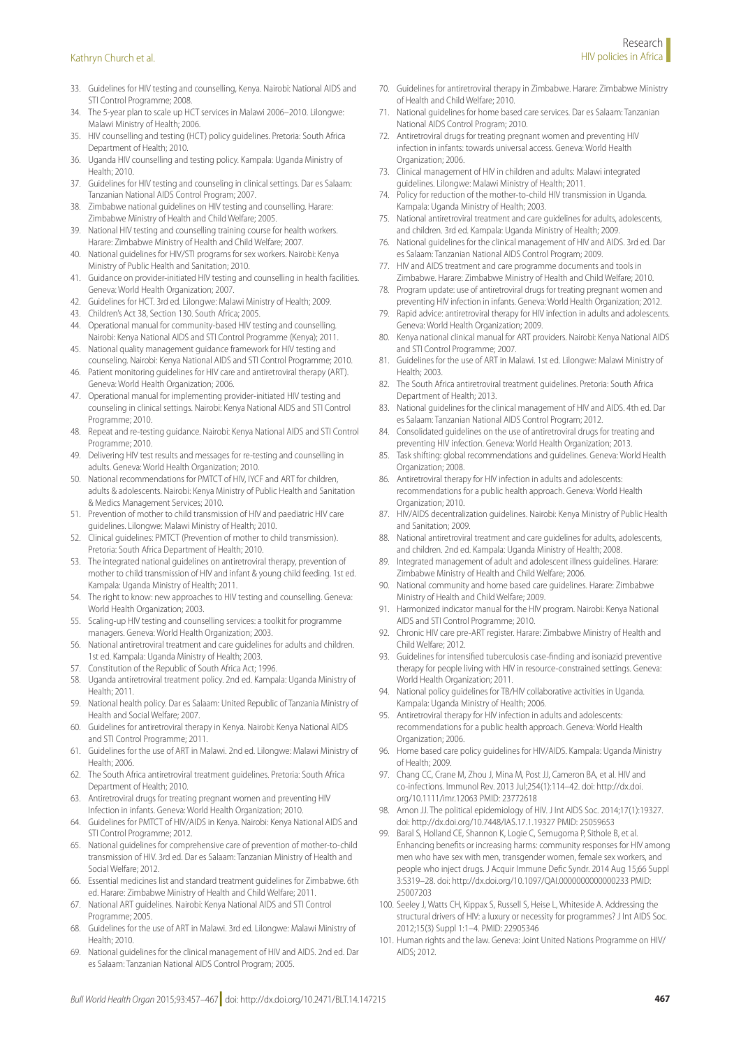33. Guidelines for HIV testing and counselling, Kenya. Nairobi: National AIDS and STI Control Programme; 2008.
34. The 5-year plan to scale up HCT services in Malawi 2006–2010. Lilongwe: Malawi Ministry of Health; 2006.
35. HIV counselling and testing (HCT) policy guidelines. Pretoria: South Africa Department of Health; 2010.
36. Uganda HIV counselling and testing policy. Kampala: Uganda Ministry of Health; 2010.
37. Guidelines for HIV testing and counseling in clinical settings. Dar es Salaam: Tanzanian National AIDS Control Program; 2007.
38. Zimbabwe national guidelines on HIV testing and counselling. Harare: Zimbabwe Ministry of Health and Child Welfare; 2005.
39. National HIV testing and counselling training course for health workers. Harare: Zimbabwe Ministry of Health and Child Welfare; 2007.
40. National guidelines for HIV/STI programs for sex workers. Nairobi: Kenya Ministry of Public Health and Sanitation; 2010.
41. Guidance on provider-initiated HIV testing and counselling in health facilities. Geneva: World Health Organization; 2007.
42. Guidelines for HCT. 3rd ed. Lilongwe: Malawi Ministry of Health; 2009.
43. Children's Act 38, Section 130. South Africa; 2005.
44. Operational manual for community-based HIV testing and counselling. Nairobi: Kenya National AIDS and STI Control Programme (Kenya); 2011.
45. National quality management guidance framework for HIV testing and counseling. Nairobi: Kenya National AIDS and STI Control Programme; 2010.
46. Patient monitoring guidelines for HIV care and antiretroviral therapy (ART). Geneva: World Health Organization; 2006.
47. Operational manual for implementing provider-initiated HIV testing and counseling in clinical settings. Nairobi: Kenya National AIDS and STI Control Programme; 2010.
48. Repeat and re-testing guidance. Nairobi: Kenya National AIDS and STI Control Programme; 2010.
49. Delivering HIV test results and messages for re-testing and counselling in adults. Geneva: World Health Organization; 2010.
50. National recommendations for PMTCT of HIV, IYCF and ART for children, adults & adolescents. Nairobi: Kenya Ministry of Public Health and Sanitation & Medics Management Services; 2010.
51. Prevention of mother to child transmission of HIV and paediatric HIV care guidelines. Lilongwe: Malawi Ministry of Health; 2010.
52. Clinical guidelines: PMTCT (Prevention of mother to child transmission). Pretoria: South Africa Department of Health; 2010.
53. The integrated national guidelines on antiretroviral therapy, prevention of mother to child transmission of HIV and infant & young child feeding. 1st ed. Kampala: Uganda Ministry of Health; 2011.
54. The right to know: new approaches to HIV testing and counselling. Geneva: World Health Organization; 2003.
55. Scaling-up HIV testing and counselling services: a toolkit for programme managers. Geneva: World Health Organization; 2003.
56. National antiretroviral treatment and care guidelines for adults and children. 1st ed. Kampala: Uganda Ministry of Health; 2003.
57. Constitution of the Republic of South Africa Act; 1996.
58. Uganda antiretroviral treatment policy. 2nd ed. Kampala: Uganda Ministry of Health; 2011.
59. National health policy. Dar es Salaam: United Republic of Tanzania Ministry of Health and Social Welfare; 2007.
60. Guidelines for antiretroviral therapy in Kenya. Nairobi: Kenya National AIDS and STI Control Programme; 2011.
61. Guidelines for the use of ART in Malawi. 2nd ed. Lilongwe: Malawi Ministry of Health; 2006.
62. The South Africa antiretroviral treatment guidelines. Pretoria: South Africa Department of Health; 2010.
63. Antiretroviral drugs for treating pregnant women and preventing HIV Infection in infants. Geneva: World Health Organization; 2010.
64. Guidelines for PMTCT of HIV/AIDS in Kenya. Nairobi: Kenya National AIDS and STI Control Programme; 2012.
65. National guidelines for comprehensive care of prevention of mother-to-child transmission of HIV. 3rd ed. Dar es Salaam: Tanzanian Ministry of Health and Social Welfare; 2012.
66. Essential medicines list and standard treatment guidelines for Zimbabwe. 6th ed. Harare: Zimbabwe Ministry of Health and Child Welfare; 2011.
67. National ART guidelines. Nairobi: Kenya National AIDS and STI Control Programme; 2005.
68. Guidelines for the use of ART in Malawi. 3rd ed. Lilongwe: Malawi Ministry of Health; 2010.
69. National guidelines for the clinical management of HIV and AIDS. 2nd ed. Dar es Salaam: Tanzanian National AIDS Control Program; 2005.
70. Guidelines for antiretroviral therapy in Zimbabwe. Harare: Zimbabwe Ministry of Health and Child Welfare; 2010.
71. National guidelines for home based care services. Dar es Salaam: Tanzanian National AIDS Control Program; 2010.
72. Antiretroviral drugs for treating pregnant women and preventing HIV infection in infants: towards universal access. Geneva: World Health Organization; 2006.
73. Clinical management of HIV in children and adults: Malawi integrated guidelines. Lilongwe: Malawi Ministry of Health; 2011.
74. Policy for reduction of the mother-to-child HIV transmission in Uganda. Kampala: Uganda Ministry of Health; 2003.
75. National antiretroviral treatment and care guidelines for adults, adolescents, and children. 3rd ed. Kampala: Uganda Ministry of Health; 2009.
76. National guidelines for the clinical management of HIV and AIDS. 3rd ed. Dar es Salaam: Tanzanian National AIDS Control Program; 2009.
77. HIV and AIDS treatment and care programme documents and tools in Zimbabwe. Harare: Zimbabwe Ministry of Health and Child Welfare; 2010.
78. Program update: use of antiretroviral drugs for treating pregnant women and preventing HIV infection in infants. Geneva: World Health Organization; 2012.
79. Rapid advice: antiretroviral therapy for HIV infection in adults and adolescents. Geneva: World Health Organization; 2009.
80. Kenya national clinical manual for ART providers. Nairobi: Kenya National AIDS and STI Control Programme; 2007.
81. Guidelines for the use of ART in Malawi. 1st ed. Lilongwe: Malawi Ministry of Health; 2003.
82. The South Africa antiretroviral treatment guidelines. Pretoria: South Africa Department of Health; 2013.
83. National guidelines for the clinical management of HIV and AIDS. 4th ed. Dar es Salaam: Tanzanian National AIDS Control Program; 2012.
84. Consolidated guidelines on the use of antiretroviral drugs for treating and preventing HIV infection. Geneva: World Health Organization; 2013.
85. Task shifting: global recommendations and guidelines. Geneva: World Health Organization; 2008.
86. Antiretroviral therapy for HIV infection in adults and adolescents: recommendations for a public health approach. Geneva: World Health Organization; 2010.
87. HIV/AIDS decentralization guidelines. Nairobi: Kenya Ministry of Public Health and Sanitation; 2009.
88. National antiretroviral treatment and care guidelines for adults, adolescents, and children. 2nd ed. Kampala: Uganda Ministry of Health; 2008.
89. Integrated management of adult and adolescent illness guidelines. Harare: Zimbabwe Ministry of Health and Child Welfare; 2006.
90. National community and home based care guidelines. Harare: Zimbabwe Ministry of Health and Child Welfare; 2009.
91. Harmonized indicator manual for the HIV program. Nairobi: Kenya National AIDS and STI Control Programme; 2010.
92. Chronic HIV care pre-ART register. Harare: Zimbabwe Ministry of Health and Child Welfare; 2012.
93. Guidelines for intensified tuberculosis case-finding and isoniazid preventive therapy for people living with HIV in resource-constrained settings. Geneva: World Health Organization; 2011.
94. National policy guidelines for TB/HIV collaborative activities in Uganda. Kampala: Uganda Ministry of Health; 2006.
95. Antiretroviral therapy for HIV infection in adults and adolescents: recommendations for a public health approach. Geneva: World Health Organization; 2006.
96. Home based care policy guidelines for HIV/AIDS. Kampala: Uganda Ministry of Health; 2009.
97. Chang CC, Crane M, Zhou J, Mina M, Post JJ, Cameron BA, et al. HIV and co-infections. Immunol Rev. 2013 Jul;254(1):114–42. doi: http://dx.doi.org/10.1111/imr.12063 PMID: 23772618
98. Amon JJ. The political epidemiology of HIV. J Int AIDS Soc. 2014;17(1):19327. doi: http://dx.doi.org/10.7448/IAS.17.1.19327 PMID: 25059653
99. Baral S, Holland CE, Shannon K, Logie C, Semugoma P, Sithole B, et al. Enhancing benefits or increasing harms: community responses for HIV among men who have sex with men, transgender women, female sex workers, and people who inject drugs. J Acquir Immune Defic Syndr. 2014 Aug 15;66 Suppl 3:S319–28. doi: http://dx.doi.org/10.1097/QAI.0000000000000233 PMID: 25007203
100. Seeley J, Watts CH, Kippax S, Russell S, Heise L, Whiteside A. Addressing the structural drivers of HIV: a luxury or necessity for programmes? J Int AIDS Soc. 2012;15(3) Suppl 1:1–4. PMID: 22905346
101. Human rights and the law. Geneva: Joint United Nations Programme on HIV/AIDS; 2012.